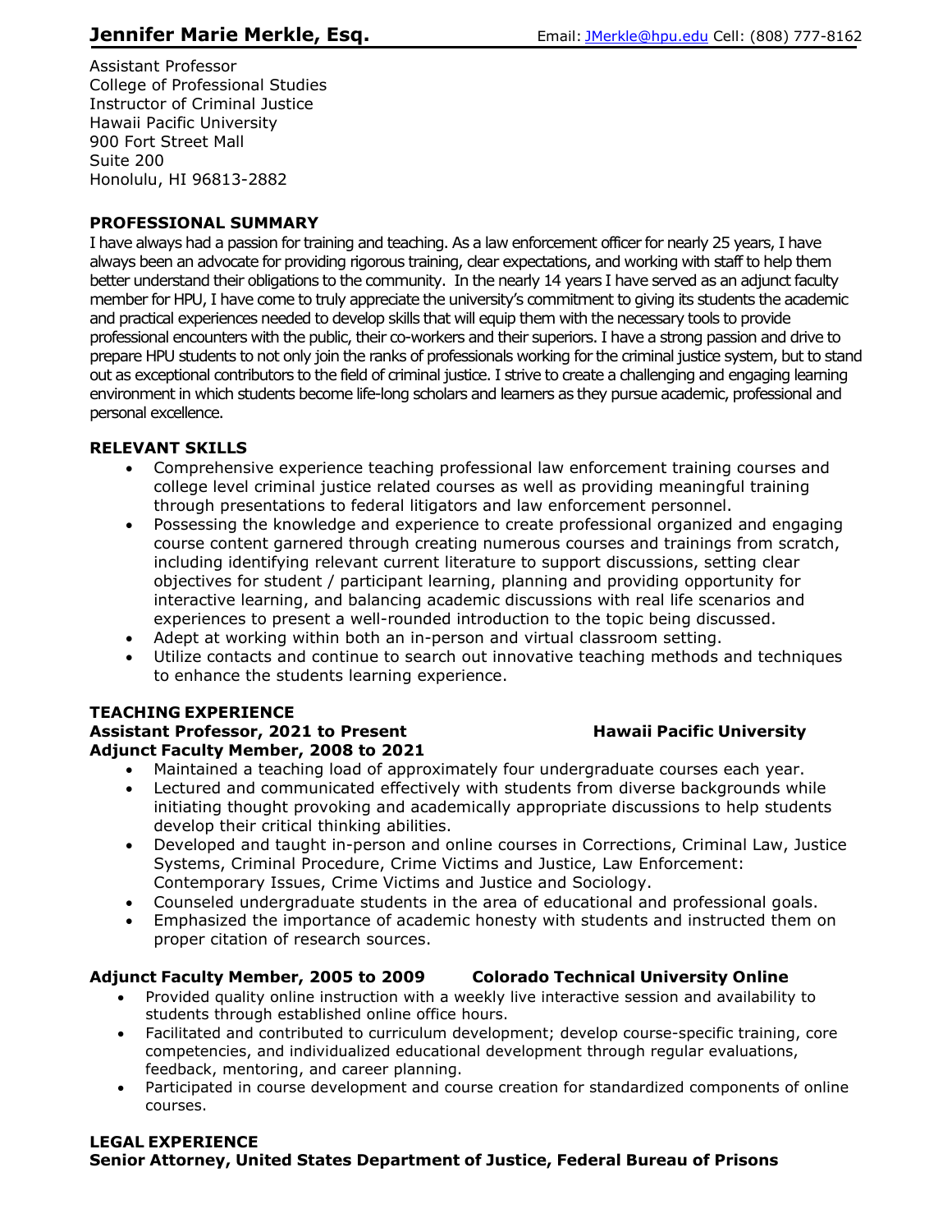# Jennifer Marie Merkle, Esq.

Email: JMerkle@hpu.edu Cell: (808) 777-8162

Assistant Professor
College of Professional Studies
Instructor of Criminal Justice
Hawaii Pacific University
900 Fort Street Mall
Suite 200
Honolulu, HI 96813-2882

## PROFESSIONAL SUMMARY

I have always had a passion for training and teaching. As a law enforcement officer for nearly 25 years, I have always been an advocate for providing rigorous training, clear expectations, and working with staff to help them better understand their obligations to the community. In the nearly 14 years I have served as an adjunct faculty member for HPU, I have come to truly appreciate the university's commitment to giving its students the academic and practical experiences needed to develop skills that will equip them with the necessary tools to provide professional encounters with the public, their co-workers and their superiors. I have a strong passion and drive to prepare HPU students to not only join the ranks of professionals working for the criminal justice system, but to stand out as exceptional contributors to the field of criminal justice. I strive to create a challenging and engaging learning environment in which students become life-long scholars and learners as they pursue academic, professional and personal excellence.

## RELEVANT SKILLS

- Comprehensive experience teaching professional law enforcement training courses and college level criminal justice related courses as well as providing meaningful training through presentations to federal litigators and law enforcement personnel.
- Possessing the knowledge and experience to create professional organized and engaging course content garnered through creating numerous courses and trainings from scratch, including identifying relevant current literature to support discussions, setting clear objectives for student / participant learning, planning and providing opportunity for interactive learning, and balancing academic discussions with real life scenarios and experiences to present a well-rounded introduction to the topic being discussed.
- Adept at working within both an in-person and virtual classroom setting.
- Utilize contacts and continue to search out innovative teaching methods and techniques to enhance the students learning experience.

## TEACHING EXPERIENCE

**Assistant Professor, 2021 to Present** **Hawaii Pacific University**
**Adjunct Faculty Member, 2008 to 2021**

- Maintained a teaching load of approximately four undergraduate courses each year.
- Lectured and communicated effectively with students from diverse backgrounds while initiating thought provoking and academically appropriate discussions to help students develop their critical thinking abilities.
- Developed and taught in-person and online courses in Corrections, Criminal Law, Justice Systems, Criminal Procedure, Crime Victims and Justice, Law Enforcement: Contemporary Issues, Crime Victims and Justice and Sociology.
- Counseled undergraduate students in the area of educational and professional goals.
- Emphasized the importance of academic honesty with students and instructed them on proper citation of research sources.

**Adjunct Faculty Member, 2005 to 2009** **Colorado Technical University Online**

- Provided quality online instruction with a weekly live interactive session and availability to students through established online office hours.
- Facilitated and contributed to curriculum development; develop course-specific training, core competencies, and individualized educational development through regular evaluations, feedback, mentoring, and career planning.
- Participated in course development and course creation for standardized components of online courses.

## LEGAL EXPERIENCE

**Senior Attorney, United States Department of Justice, Federal Bureau of Prisons**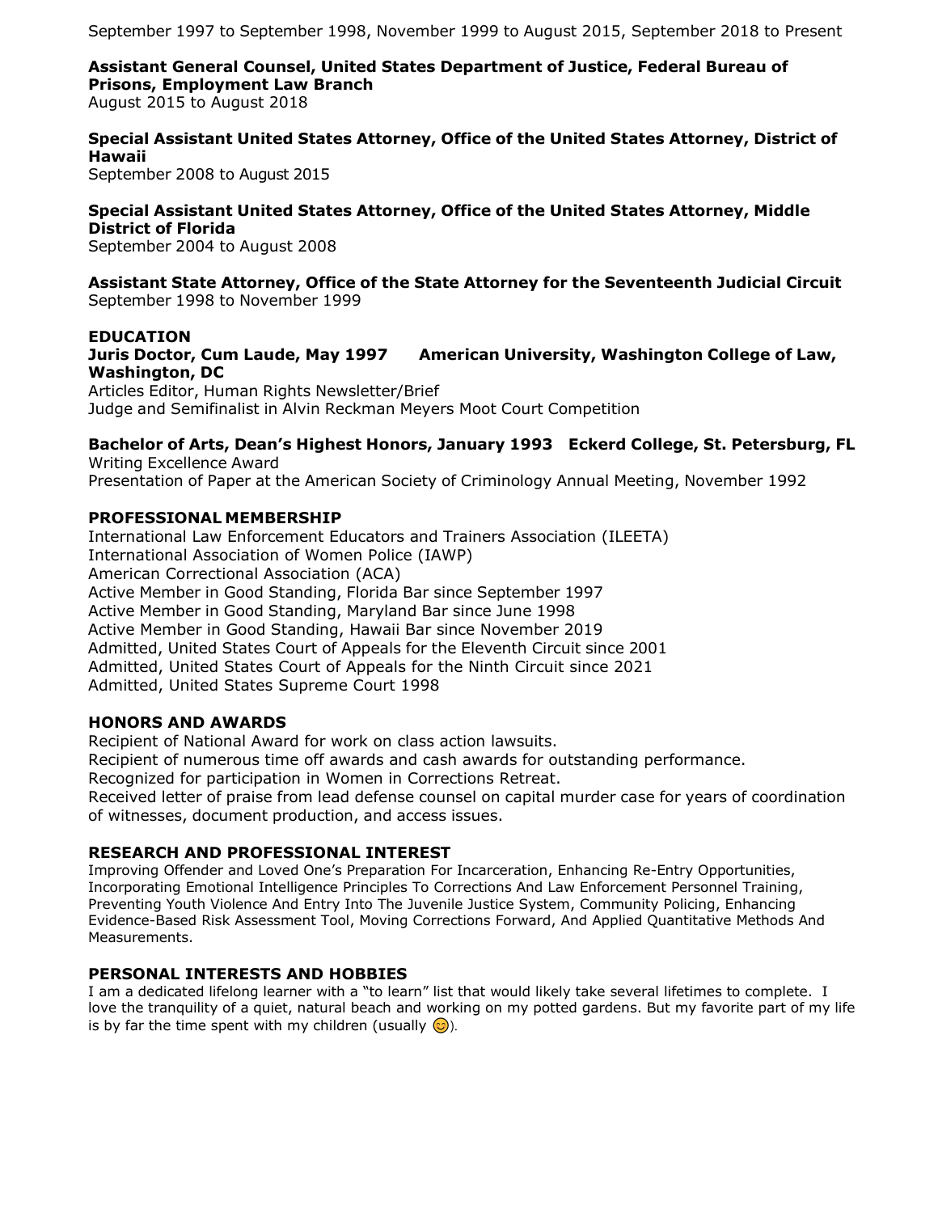September 1997 to September 1998, November 1999 to August 2015, September 2018 to Present

**Assistant General Counsel, United States Department of Justice, Federal Bureau of Prisons, Employment Law Branch**
August 2015 to August 2018

**Special Assistant United States Attorney, Office of the United States Attorney, District of Hawaii**
September 2008 to August 2015

**Special Assistant United States Attorney, Office of the United States Attorney, Middle District of Florida**
September 2004 to August 2008

**Assistant State Attorney, Office of the State Attorney for the Seventeenth Judicial Circuit**
September 1998 to November 1999

## EDUCATION

**Juris Doctor, Cum Laude, May 1997 American University, Washington College of Law, Washington, DC**
Articles Editor, Human Rights Newsletter/Brief
Judge and Semifinalist in Alvin Reckman Meyers Moot Court Competition

**Bachelor of Arts, Dean's Highest Honors, January 1993 Eckerd College, St. Petersburg, FL**
Writing Excellence Award
Presentation of Paper at the American Society of Criminology Annual Meeting, November 1992

## PROFESSIONAL MEMBERSHIP

International Law Enforcement Educators and Trainers Association (ILEETA)
International Association of Women Police (IAWP)
American Correctional Association (ACA)
Active Member in Good Standing, Florida Bar since September 1997
Active Member in Good Standing, Maryland Bar since June 1998
Active Member in Good Standing, Hawaii Bar since November 2019
Admitted, United States Court of Appeals for the Eleventh Circuit since 2001
Admitted, United States Court of Appeals for the Ninth Circuit since 2021
Admitted, United States Supreme Court 1998

## HONORS AND AWARDS

Recipient of National Award for work on class action lawsuits.
Recipient of numerous time off awards and cash awards for outstanding performance.
Recognized for participation in Women in Corrections Retreat.
Received letter of praise from lead defense counsel on capital murder case for years of coordination of witnesses, document production, and access issues.

## RESEARCH AND PROFESSIONAL INTEREST

Improving Offender and Loved One's Preparation For Incarceration, Enhancing Re-Entry Opportunities, Incorporating Emotional Intelligence Principles To Corrections And Law Enforcement Personnel Training, Preventing Youth Violence And Entry Into The Juvenile Justice System, Community Policing, Enhancing Evidence-Based Risk Assessment Tool, Moving Corrections Forward, And Applied Quantitative Methods And Measurements.

## PERSONAL INTERESTS AND HOBBIES

I am a dedicated lifelong learner with a "to learn" list that would likely take several lifetimes to complete. I love the tranquility of a quiet, natural beach and working on my potted gardens. But my favorite part of my life is by far the time spent with my children (usually 😊).